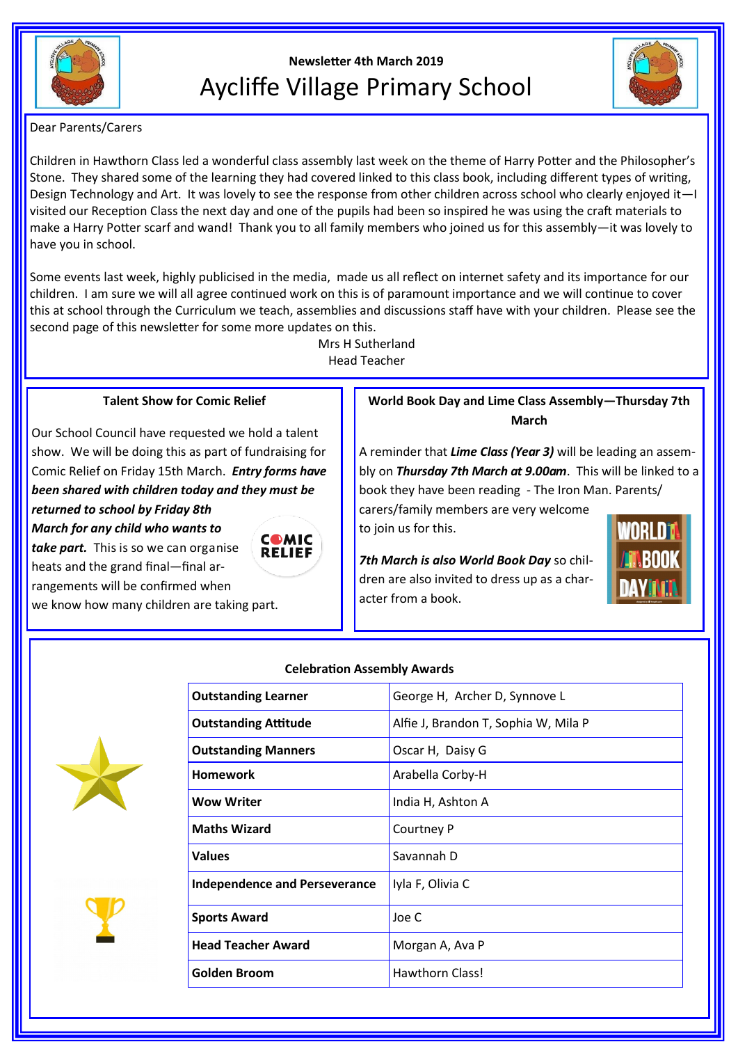Newsletter 4th March 2019

# Aycliffe Village Primary School

Dear Parents/Carers

Children in Hawthorn Class led a wonderful class assembly last week on the theme of Harry Potter and the Philosopher's Stone. They shared some of the learning they had covered linked to this class book, including different types of writing, Design Technology and Art. It was lovely to see the response from other children across school who clearly enjoyed it—I visited our Reception Class the next day and one of the pupils had been so inspired he was using the craft materials to make a Harry Potter scarf and wand! Thank you to all family members who joined us for this assembly—it was lovely to have you in school.

Some events last week, highly publicised in the media, made us all reflect on internet safety and its importance for our children. I am sure we will all agree continued work on this is of paramount importance and we will continue to cover this at school through the Curriculum we teach, assemblies and discussions staff have with your children. Please see the second page of this newsletter for some more updates on this.

Mrs H Sutherland
Head Teacher

### Talent Show for Comic Relief

Our School Council have requested we hold a talent show. We will be doing this as part of fundraising for Comic Relief on Friday 15th March. ***Entry forms have been shared with children today and they must be returned to school by Friday 8th March for any child who wants to take part.*** This is so we can organise heats and the grand final—final arrangements will be confirmed when we know how many children are taking part.

### World Book Day and Lime Class Assembly—Thursday 7th March

A reminder that ***Lime Class (Year 3)*** will be leading an assembly on ***Thursday 7th March at 9.00am***. This will be linked to a book they have been reading - The Iron Man. Parents/carers/family members are very welcome to join us for this.

***7th March is also World Book Day*** so children are also invited to dress up as a character from a book.

### Celebration Assembly Awards

| Award | Recipients |
|---|---|
| **Outstanding Learner** | George H, Archer D, Synnove L |
| **Outstanding Attitude** | Alfie J, Brandon T, Sophia W, Mila P |
| **Outstanding Manners** | Oscar H, Daisy G |
| **Homework** | Arabella Corby-H |
| **Wow Writer** | India H, Ashton A |
| **Maths Wizard** | Courtney P |
| **Values** | Savannah D |
| **Independence and Perseverance** | Iyla F, Olivia C |
| **Sports Award** | Joe C |
| **Head Teacher Award** | Morgan A, Ava P |
| **Golden Broom** | Hawthorn Class! |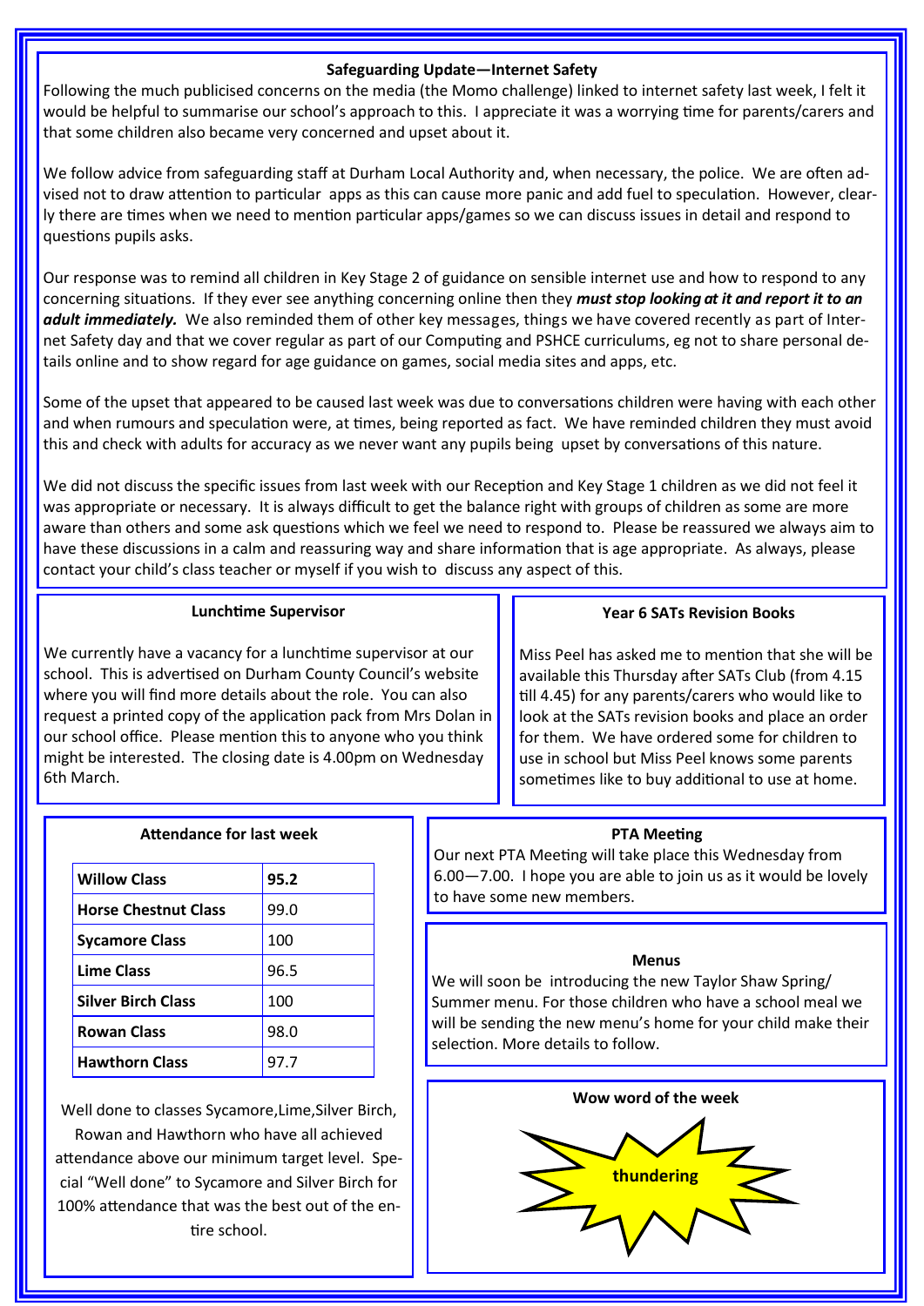## Safeguarding Update—Internet Safety

Following the much publicised concerns on the media (the Momo challenge) linked to internet safety last week, I felt it would be helpful to summarise our school's approach to this. I appreciate it was a worrying time for parents/carers and that some children also became very concerned and upset about it.

We follow advice from safeguarding staff at Durham Local Authority and, when necessary, the police. We are often advised not to draw attention to particular apps as this can cause more panic and add fuel to speculation. However, clearly there are times when we need to mention particular apps/games so we can discuss issues in detail and respond to questions pupils asks.

Our response was to remind all children in Key Stage 2 of guidance on sensible internet use and how to respond to any concerning situations. If they ever see anything concerning online then they ***must stop looking at it and report it to an adult immediately.*** We also reminded them of other key messages, things we have covered recently as part of Internet Safety day and that we cover regular as part of our Computing and PSHCE curriculums, eg not to share personal details online and to show regard for age guidance on games, social media sites and apps, etc.

Some of the upset that appeared to be caused last week was due to conversations children were having with each other and when rumours and speculation were, at times, being reported as fact. We have reminded children they must avoid this and check with adults for accuracy as we never want any pupils being upset by conversations of this nature.

We did not discuss the specific issues from last week with our Reception and Key Stage 1 children as we did not feel it was appropriate or necessary. It is always difficult to get the balance right with groups of children as some are more aware than others and some ask questions which we feel we need to respond to. Please be reassured we always aim to have these discussions in a calm and reassuring way and share information that is age appropriate. As always, please contact your child's class teacher or myself if you wish to discuss any aspect of this.

## Lunchtime Supervisor

We currently have a vacancy for a lunchtime supervisor at our school. This is advertised on Durham County Council's website where you will find more details about the role. You can also request a printed copy of the application pack from Mrs Dolan in our school office. Please mention this to anyone who you think might be interested. The closing date is 4.00pm on Wednesday 6th March.

## Year 6 SATs Revision Books

Miss Peel has asked me to mention that she will be available this Thursday after SATs Club (from 4.15 till 4.45) for any parents/carers who would like to look at the SATs revision books and place an order for them. We have ordered some for children to use in school but Miss Peel knows some parents sometimes like to buy additional to use at home.

## Attendance for last week

| | |
|---|---|
| **Willow Class** | **95.2** |
| **Horse Chestnut Class** | 99.0 |
| **Sycamore Class** | 100 |
| **Lime Class** | 96.5 |
| **Silver Birch Class** | 100 |
| **Rowan Class** | 98.0 |
| **Hawthorn Class** | 97.7 |

Well done to classes Sycamore,Lime,Silver Birch, Rowan and Hawthorn who have all achieved attendance above our minimum target level. Special "Well done" to Sycamore and Silver Birch for 100% attendance that was the best out of the entire school.

## PTA Meeting

Our next PTA Meeting will take place this Wednesday from 6.00—7.00. I hope you are able to join us as it would be lovely to have some new members.

## Menus

We will soon be introducing the new Taylor Shaw Spring/ Summer menu. For those children who have a school meal we will be sending the new menu's home for your child make their selection. More details to follow.

## Wow word of the week

**thundering**